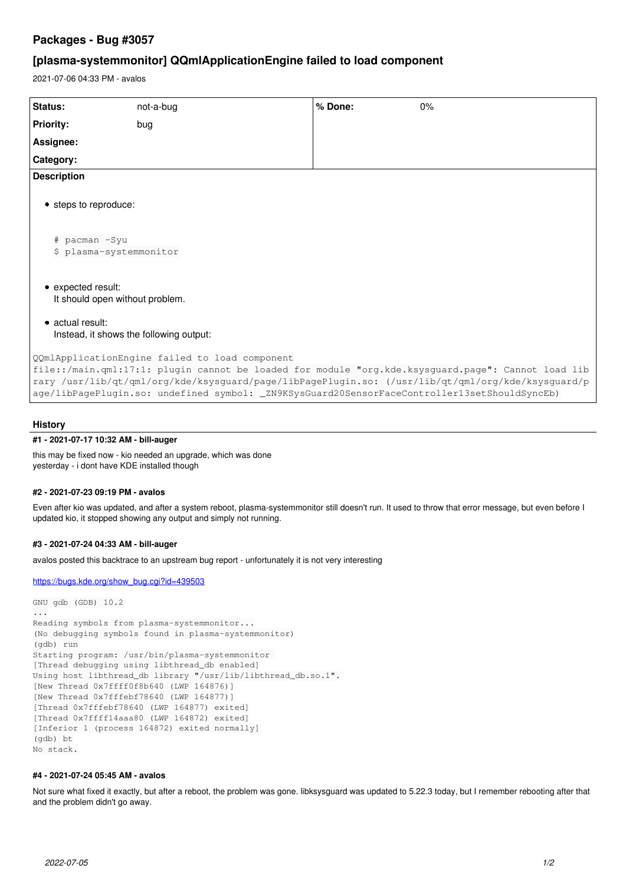# Packages - Bug #3057

## [plasma-systemmonitor] QQmlApplicationEngine failed to load component

2021-07-06 04:33 PM - avalos

| Status: | not-a-bug | % Done: | 0% |
| --- | --- | --- | --- |
| Priority: | bug | | |
| Assignee: | | | |
| Category: | | | |

**Description**

- steps to reproduce:

```
# pacman -Syu
$ plasma-systemmonitor
```

- expected result:
  It should open without problem.
- actual result:
  Instead, it shows the following output:

```
QQmlApplicationEngine failed to load component
file::/main.qml:17:1: plugin cannot be loaded for module "org.kde.ksysguard.page": Cannot load library /usr/lib/qt/qml/org/kde/ksysguard/page/libPagePlugin.so: (/usr/lib/qt/qml/org/kde/ksysguard/page/libPagePlugin.so: undefined symbol: _ZN9KSysGuard20SensorFaceController13setShouldSyncEb)
```

### History

#### #1 - 2021-07-17 10:32 AM - bill-auger

this may be fixed now - kio needed an upgrade, which was done
yesterday - i dont have KDE installed though

#### #2 - 2021-07-23 09:19 PM - avalos

Even after kio was updated, and after a system reboot, plasma-systemmonitor still doesn't run. It used to throw that error message, but even before I updated kio, it stopped showing any output and simply not running.

#### #3 - 2021-07-24 04:33 AM - bill-auger

avalos posted this backtrace to an upstream bug report - unfortunately it is not very interesting

https://bugs.kde.org/show_bug.cgi?id=439503

```
GNU gdb (GDB) 10.2
...
Reading symbols from plasma-systemmonitor...
(No debugging symbols found in plasma-systemmonitor)
(gdb) run
Starting program: /usr/bin/plasma-systemmonitor 
[Thread debugging using libthread_db enabled]
Using host libthread_db library "/usr/lib/libthread_db.so.1".
[New Thread 0x7ffff0f8b640 (LWP 164876)]
[New Thread 0x7fffebf78640 (LWP 164877)]
[Thread 0x7fffebf78640 (LWP 164877) exited]
[Thread 0x7ffff14aaa80 (LWP 164872) exited]
[Inferior 1 (process 164872) exited normally]
(gdb) bt
No stack.
```

#### #4 - 2021-07-24 05:45 AM - avalos

Not sure what fixed it exactly, but after a reboot, the problem was gone. libksysguard was updated to 5.22.3 today, but I remember rebooting after that and the problem didn't go away.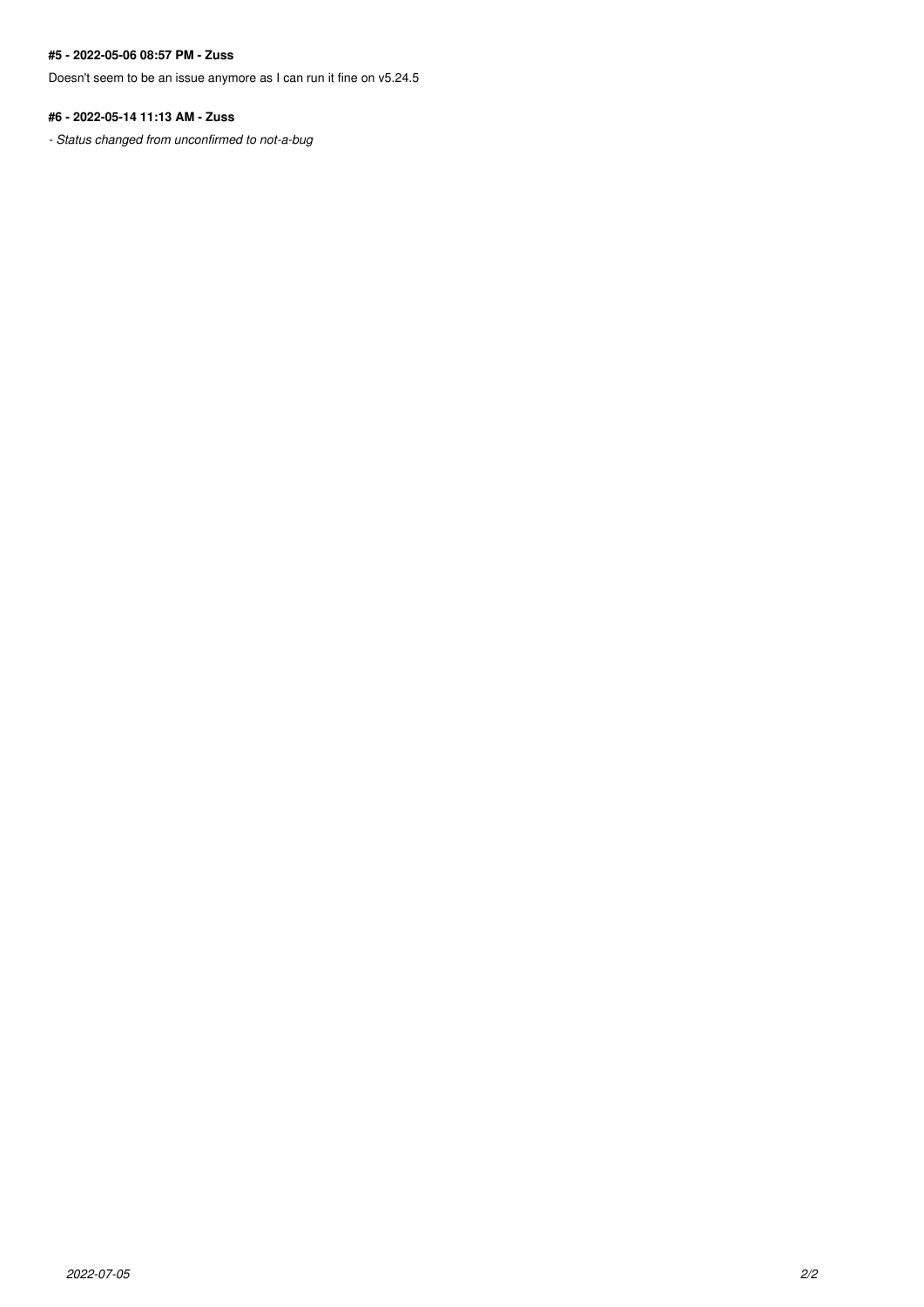**#5 - 2022-05-06 08:57 PM - Zuss**

Doesn't seem to be an issue anymore as I can run it fine on v5.24.5

**#6 - 2022-05-14 11:13 AM - Zuss**

*- Status changed from unconfirmed to not-a-bug*